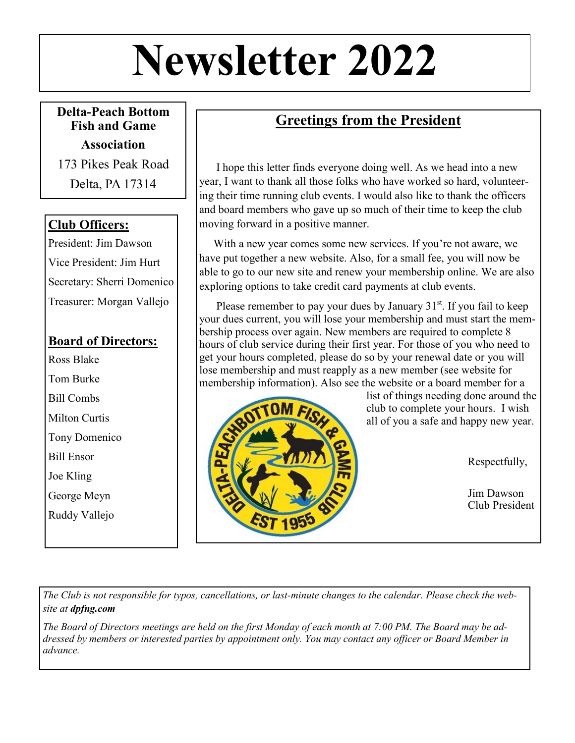# Newsletter 2022

**Delta-Peach Bottom Fish and Game Association**

173 Pikes Peak Road

Delta, PA 17314

## Club Officers:

President: Jim Dawson

Vice President: Jim Hurt

Secretary: Sherri Domenico

Treasurer: Morgan Vallejo

## Board of Directors:

Ross Blake

Tom Burke

Bill Combs

Milton Curtis

Tony Domenico

Bill Ensor

Joe Kling

George Meyn

Ruddy Vallejo

## Greetings from the President

I hope this letter finds everyone doing well. As we head into a new year, I want to thank all those folks who have worked so hard, volunteering their time running club events. I would also like to thank the officers and board members who gave up so much of their time to keep the club moving forward in a positive manner.

With a new year comes some new services. If you're not aware, we have put together a new website. Also, for a small fee, you will now be able to go to our new site and renew your membership online. We are also exploring options to take credit card payments at club events.

Please remember to pay your dues by January 31st. If you fail to keep your dues current, you will lose your membership and must start the membership process over again. New members are required to complete 8 hours of club service during their first year. For those of you who need to get your hours completed, please do so by your renewal date or you will lose membership and must reapply as a new member (see website for membership information). Also see the website or a board member for a list of things needing done around the club to complete your hours. I wish all of you a safe and happy new year.

Respectfully,

Jim Dawson
Club President

*The Club is not responsible for typos, cancellations, or last-minute changes to the calendar. Please check the website at **dpfng.com***

*The Board of Directors meetings are held on the first Monday of each month at 7:00 PM. The Board may be addressed by members or interested parties by appointment only. You may contact any officer or Board Member in advance.*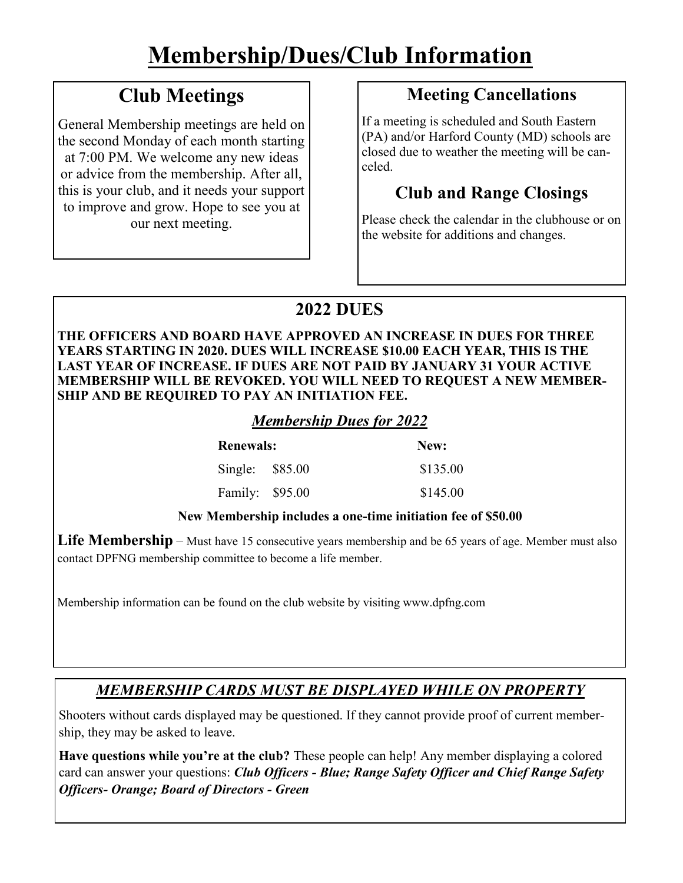# Membership/Dues/Club Information

## Club Meetings

General Membership meetings are held on the second Monday of each month starting at 7:00 PM. We welcome any new ideas or advice from the membership. After all, this is your club, and it needs your support to improve and grow. Hope to see you at our next meeting.

## Meeting Cancellations

If a meeting is scheduled and South Eastern (PA) and/or Harford County (MD) schools are closed due to weather the meeting will be canceled.

## Club and Range Closings

Please check the calendar in the clubhouse or on the website for additions and changes.

## 2022 DUES

**THE OFFICERS AND BOARD HAVE APPROVED AN INCREASE IN DUES FOR THREE YEARS STARTING IN 2020. DUES WILL INCREASE $10.00 EACH YEAR, THIS IS THE LAST YEAR OF INCREASE. IF DUES ARE NOT PAID BY JANUARY 31 YOUR ACTIVE MEMBERSHIP WILL BE REVOKED. YOU WILL NEED TO REQUEST A NEW MEMBERSHIP AND BE REQUIRED TO PAY AN INITIATION FEE.**

### ***Membership Dues for 2022***

| Renewals: | | New: |
|---|---|---|
| Single: | $85.00 | $135.00 |
| Family: | $95.00 | $145.00 |

**New Membership includes a one-time initiation fee of $50.00**

**Life Membership** – Must have 15 consecutive years membership and be 65 years of age. Member must also contact DPFNG membership committee to become a life member.

Membership information can be found on the club website by visiting www.dpfng.com

## *MEMBERSHIP CARDS MUST BE DISPLAYED WHILE ON PROPERTY*

Shooters without cards displayed may be questioned. If they cannot provide proof of current membership, they may be asked to leave.

**Have questions while you're at the club?** These people can help! Any member displaying a colored card can answer your questions: ***Club Officers - Blue; Range Safety Officer and Chief Range Safety Officers- Orange; Board of Directors - Green***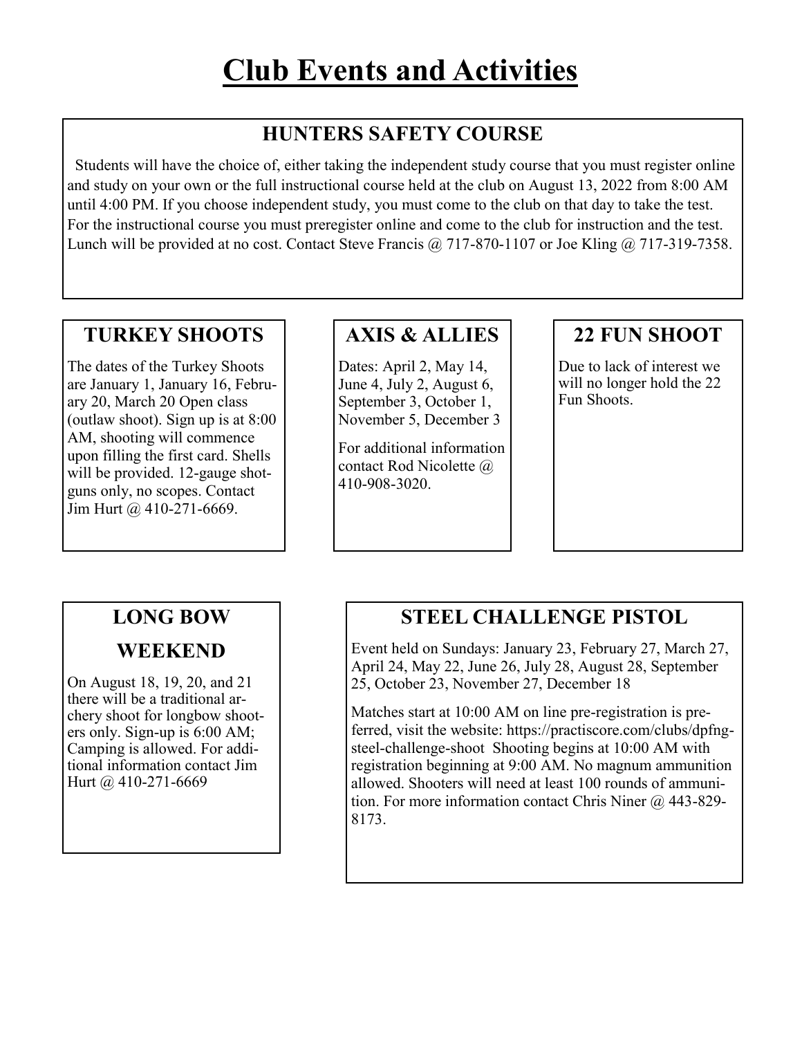# Club Events and Activities

## HUNTERS SAFETY COURSE

Students will have the choice of, either taking the independent study course that you must register online and study on your own or the full instructional course held at the club on August 13, 2022 from 8:00 AM until 4:00 PM. If you choose independent study, you must come to the club on that day to take the test. For the instructional course you must preregister online and come to the club for instruction and the test. Lunch will be provided at no cost. Contact Steve Francis @ 717-870-1107 or Joe Kling @ 717-319-7358.

## TURKEY SHOOTS

The dates of the Turkey Shoots are January 1, January 16, February 20, March 20 Open class (outlaw shoot). Sign up is at 8:00 AM, shooting will commence upon filling the first card. Shells will be provided. 12-gauge shotguns only, no scopes. Contact Jim Hurt @ 410-271-6669.

## AXIS & ALLIES

Dates: April 2, May 14, June 4, July 2, August 6, September 3, October 1, November 5, December 3

For additional information contact Rod Nicolette @ 410-908-3020.

## 22 FUN SHOOT

Due to lack of interest we will no longer hold the 22 Fun Shoots.

## LONG BOW WEEKEND

On August 18, 19, 20, and 21 there will be a traditional archery shoot for longbow shooters only. Sign-up is 6:00 AM; Camping is allowed. For additional information contact Jim Hurt @ 410-271-6669

## STEEL CHALLENGE PISTOL

Event held on Sundays: January 23, February 27, March 27, April 24, May 22, June 26, July 28, August 28, September 25, October 23, November 27, December 18

Matches start at 10:00 AM on line pre-registration is preferred, visit the website: https://practiscore.com/clubs/dpfng-steel-challenge-shoot Shooting begins at 10:00 AM with registration beginning at 9:00 AM. No magnum ammunition allowed. Shooters will need at least 100 rounds of ammunition. For more information contact Chris Niner @ 443-829-8173.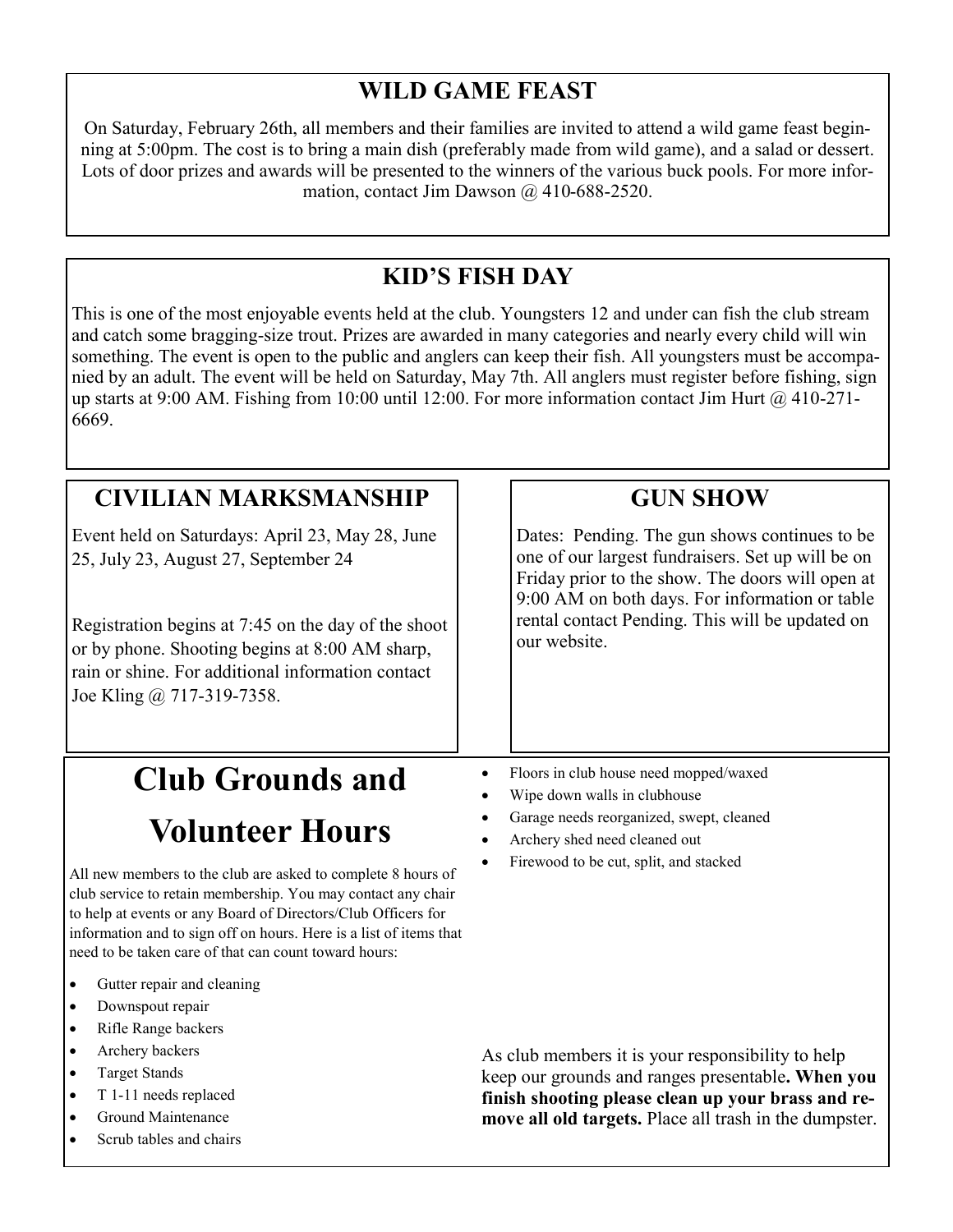## WILD GAME FEAST

On Saturday, February 26th, all members and their families are invited to attend a wild game feast beginning at 5:00pm. The cost is to bring a main dish (preferably made from wild game), and a salad or dessert. Lots of door prizes and awards will be presented to the winners of the various buck pools. For more information, contact Jim Dawson @ 410-688-2520.

## KID'S FISH DAY

This is one of the most enjoyable events held at the club. Youngsters 12 and under can fish the club stream and catch some bragging-size trout. Prizes are awarded in many categories and nearly every child will win something. The event is open to the public and anglers can keep their fish. All youngsters must be accompanied by an adult. The event will be held on Saturday, May 7th. All anglers must register before fishing, sign up starts at 9:00 AM. Fishing from 10:00 until 12:00. For more information contact Jim Hurt @ 410-271-6669.

## CIVILIAN MARKSMANSHIP

Event held on Saturdays: April 23, May 28, June 25, July 23, August 27, September 24

Registration begins at 7:45 on the day of the shoot or by phone. Shooting begins at 8:00 AM sharp, rain or shine. For additional information contact Joe Kling @ 717-319-7358.

## GUN SHOW

Dates: Pending. The gun shows continues to be one of our largest fundraisers. Set up will be on Friday prior to the show. The doors will open at 9:00 AM on both days. For information or table rental contact Pending. This will be updated on our website.

# Club Grounds and Volunteer Hours

All new members to the club are asked to complete 8 hours of club service to retain membership. You may contact any chair to help at events or any Board of Directors/Club Officers for information and to sign off on hours. Here is a list of items that need to be taken care of that can count toward hours:

- Gutter repair and cleaning
- Downspout repair
- Rifle Range backers
- Archery backers
- Target Stands
- T 1-11 needs replaced
- Ground Maintenance
- Scrub tables and chairs
- Floors in club house need mopped/waxed
- Wipe down walls in clubhouse
- Garage needs reorganized, swept, cleaned
- Archery shed need cleaned out
- Firewood to be cut, split, and stacked

As club members it is your responsibility to help keep our grounds and ranges presentable**. When you finish shooting please clean up your brass and remove all old targets.** Place all trash in the dumpster.